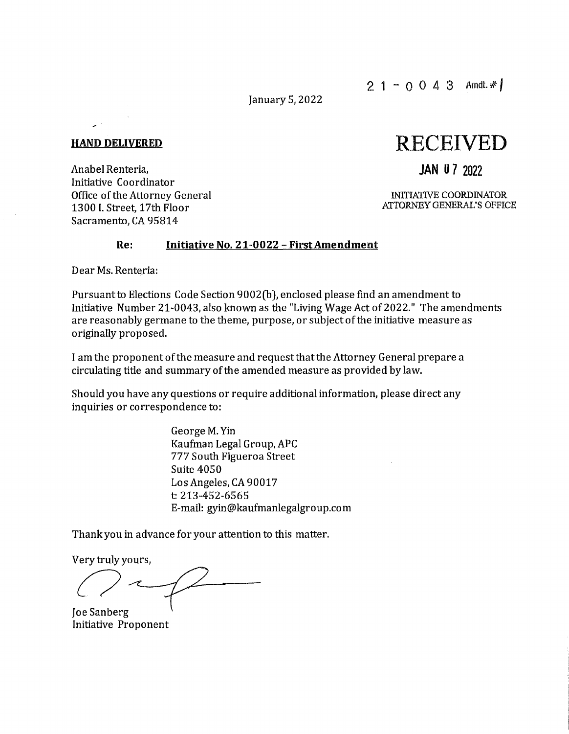21-0043 Amdt. # 1

January 5, 2022

**HAND DELIVERED**

RECEIVED

JAN 07 2022

INITIATIVE COORDINATOR
ATTORNEY GENERAL'S OFFICE

Anabel Renteria,
Initiative Coordinator
Office of the Attorney General
1300 I. Street, 17th Floor
Sacramento, CA 95814

**Re: Initiative No. 21-0022 - First Amendment**

Dear Ms. Renteria:

Pursuant to Elections Code Section 9002(b), enclosed please find an amendment to Initiative Number 21-0043, also known as the "Living Wage Act of 2022." The amendments are reasonably germane to the theme, purpose, or subject of the initiative measure as originally proposed.

I am the proponent of the measure and request that the Attorney General prepare a circulating title and summary of the amended measure as provided by law.

Should you have any questions or require additional information, please direct any inquiries or correspondence to:

George M. Yin
Kaufman Legal Group, APC
777 South Figueroa Street
Suite 4050
Los Angeles, CA 90017
t: 213-452-6565
E-mail: gyin@kaufmanlegalgroup.com

Thank you in advance for your attention to this matter.

Very truly yours,

Joe Sanberg
Initiative Proponent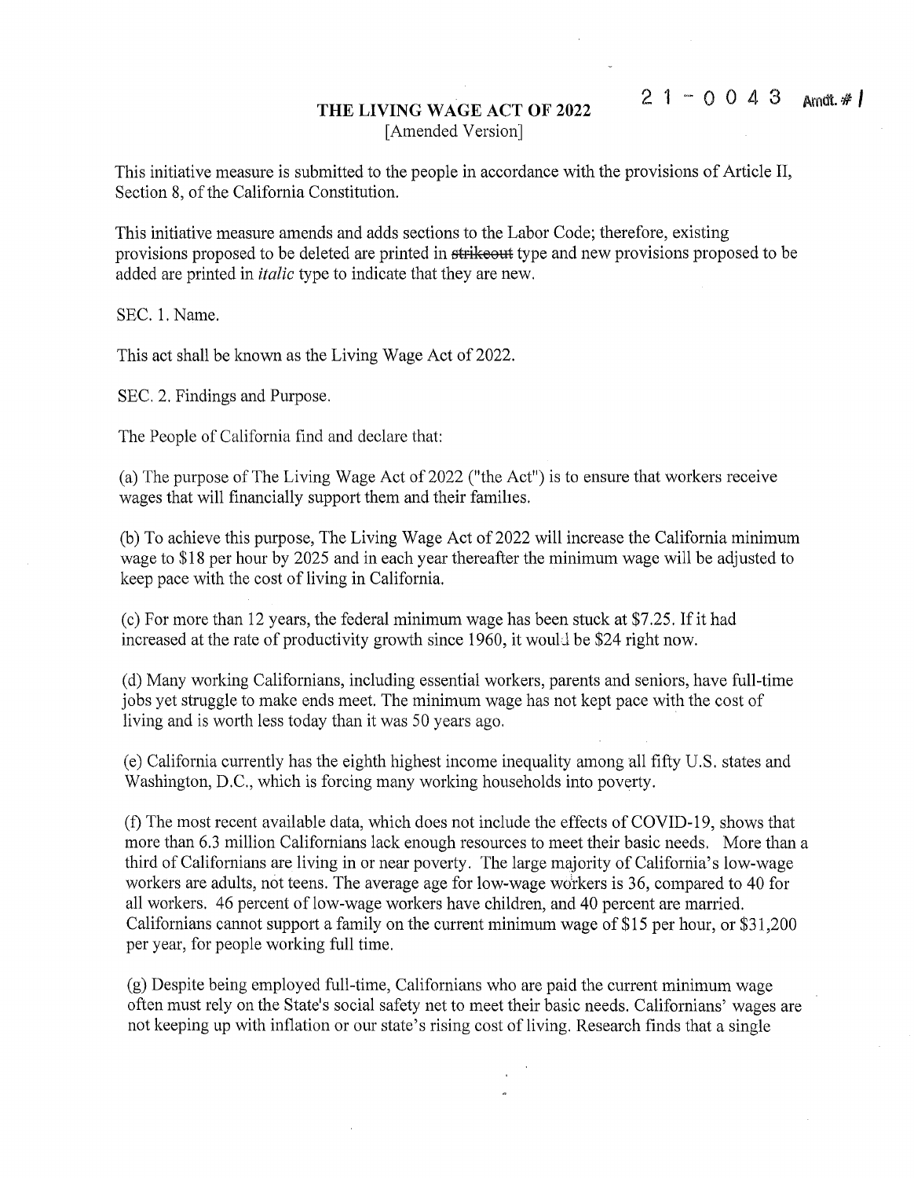21-0043 Amdt. # 1

# THE LIVING WAGE ACT OF 2022

[Amended Version]

This initiative measure is submitted to the people in accordance with the provisions of Article II, Section 8, of the California Constitution.

This initiative measure amends and adds sections to the Labor Code; therefore, existing provisions proposed to be deleted are printed in ~~strikeout~~ type and new provisions proposed to be added are printed in *italic* type to indicate that they are new.

SEC. 1. Name.

This act shall be known as the Living Wage Act of 2022.

SEC. 2. Findings and Purpose.

The People of California find and declare that:

(a) The purpose of The Living Wage Act of 2022 ("the Act") is to ensure that workers receive wages that will financially support them and their families.

(b) To achieve this purpose, The Living Wage Act of 2022 will increase the California minimum wage to $18 per hour by 2025 and in each year thereafter the minimum wage will be adjusted to keep pace with the cost of living in California.

(c) For more than 12 years, the federal minimum wage has been stuck at $7.25. If it had increased at the rate of productivity growth since 1960, it would be $24 right now.

(d) Many working Californians, including essential workers, parents and seniors, have full-time jobs yet struggle to make ends meet. The minimum wage has not kept pace with the cost of living and is worth less today than it was 50 years ago.

(e) California currently has the eighth highest income inequality among all fifty U.S. states and Washington, D.C., which is forcing many working households into poverty.

(f) The most recent available data, which does not include the effects of COVID-19, shows that more than 6.3 million Californians lack enough resources to meet their basic needs. More than a third of Californians are living in or near poverty. The large majority of California's low-wage workers are adults, not teens. The average age for low-wage workers is 36, compared to 40 for all workers. 46 percent of low-wage workers have children, and 40 percent are married. Californians cannot support a family on the current minimum wage of $15 per hour, or $31,200 per year, for people working full time.

(g) Despite being employed full-time, Californians who are paid the current minimum wage often must rely on the State's social safety net to meet their basic needs. Californians' wages are not keeping up with inflation or our state's rising cost of living. Research finds that a single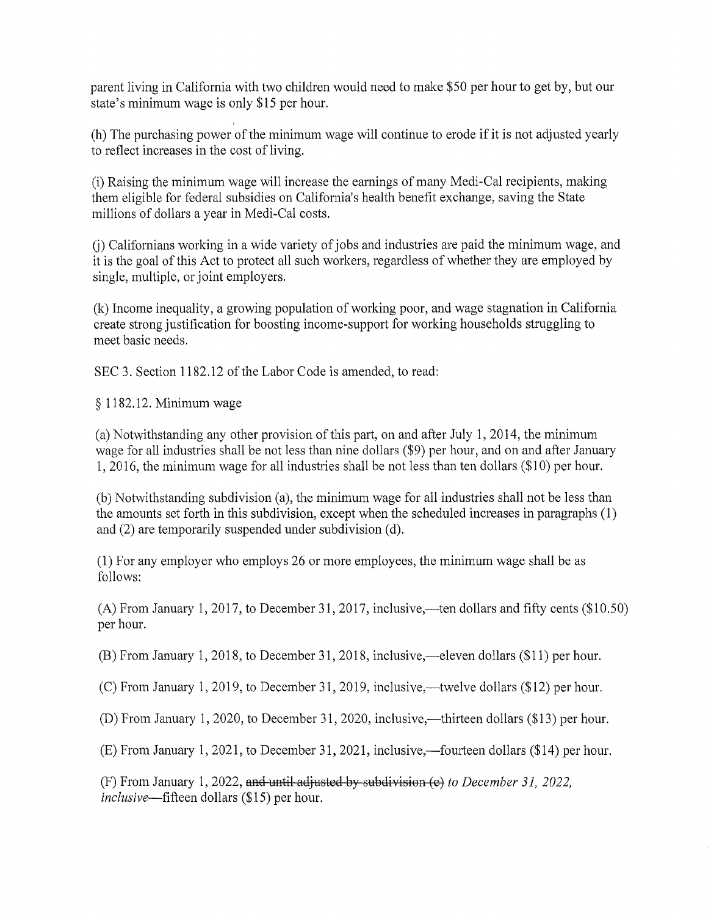parent living in California with two children would need to make $50 per hour to get by, but our state's minimum wage is only $15 per hour.

(h) The purchasing power of the minimum wage will continue to erode if it is not adjusted yearly to reflect increases in the cost of living.

(i) Raising the minimum wage will increase the earnings of many Medi-Cal recipients, making them eligible for federal subsidies on California's health benefit exchange, saving the State millions of dollars a year in Medi-Cal costs.

(j) Californians working in a wide variety of jobs and industries are paid the minimum wage, and it is the goal of this Act to protect all such workers, regardless of whether they are employed by single, multiple, or joint employers.

(k) Income inequality, a growing population of working poor, and wage stagnation in California create strong justification for boosting income-support for working households struggling to meet basic needs.

SEC 3. Section 1182.12 of the Labor Code is amended, to read:

§ 1182.12. Minimum wage

(a) Notwithstanding any other provision of this part, on and after July 1, 2014, the minimum wage for all industries shall be not less than nine dollars ($9) per hour, and on and after January 1, 2016, the minimum wage for all industries shall be not less than ten dollars ($10) per hour.

(b) Notwithstanding subdivision (a), the minimum wage for all industries shall not be less than the amounts set forth in this subdivision, except when the scheduled increases in paragraphs (1) and (2) are temporarily suspended under subdivision (d).

(1) For any employer who employs 26 or more employees, the minimum wage shall be as follows:

(A) From January 1, 2017, to December 31, 2017, inclusive,—ten dollars and fifty cents ($10.50) per hour.

(B) From January 1, 2018, to December 31, 2018, inclusive,—eleven dollars ($11) per hour.

(C) From January 1, 2019, to December 31, 2019, inclusive,—twelve dollars ($12) per hour.

(D) From January 1, 2020, to December 31, 2020, inclusive,—thirteen dollars ($13) per hour.

(E) From January 1, 2021, to December 31, 2021, inclusive,—fourteen dollars ($14) per hour.

(F) From January 1, 2022, ~~and until adjusted by subdivision (c)~~ *to December 31, 2022, inclusive*—fifteen dollars ($15) per hour.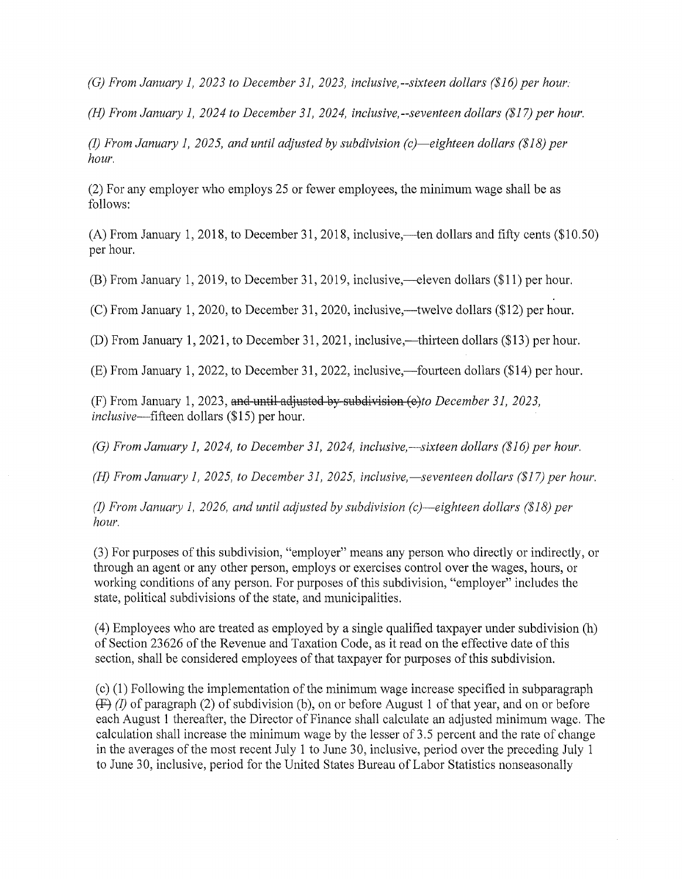*(G) From January 1, 2023 to December 31, 2023, inclusive,--sixteen dollars ($16) per hour.*

*(H) From January 1, 2024 to December 31, 2024, inclusive,--seventeen dollars ($17) per hour.*

*(I) From January 1, 2025, and until adjusted by subdivision (c)—eighteen dollars ($18) per hour.*

(2) For any employer who employs 25 or fewer employees, the minimum wage shall be as follows:

(A) From January 1, 2018, to December 31, 2018, inclusive,—ten dollars and fifty cents ($10.50) per hour.

(B) From January 1, 2019, to December 31, 2019, inclusive,—eleven dollars ($11) per hour.

(C) From January 1, 2020, to December 31, 2020, inclusive,—twelve dollars ($12) per hour.

(D) From January 1, 2021, to December 31, 2021, inclusive,—thirteen dollars ($13) per hour.

(E) From January 1, 2022, to December 31, 2022, inclusive,—fourteen dollars ($14) per hour.

(F) From January 1, 2023, ~~and until adjusted by subdivision (c)~~*to December 31, 2023, inclusive*—fifteen dollars ($15) per hour.

*(G) From January 1, 2024, to December 31, 2024, inclusive,—sixteen dollars ($16) per hour.*

*(H) From January 1, 2025, to December 31, 2025, inclusive,—seventeen dollars ($17) per hour.*

*(I) From January 1, 2026, and until adjusted by subdivision (c)—eighteen dollars ($18) per hour.*

(3) For purposes of this subdivision, "employer" means any person who directly or indirectly, or through an agent or any other person, employs or exercises control over the wages, hours, or working conditions of any person. For purposes of this subdivision, "employer" includes the state, political subdivisions of the state, and municipalities.

(4) Employees who are treated as employed by a single qualified taxpayer under subdivision (h) of Section 23626 of the Revenue and Taxation Code, as it read on the effective date of this section, shall be considered employees of that taxpayer for purposes of this subdivision.

(c) (1) Following the implementation of the minimum wage increase specified in subparagraph ~~(F)~~ *(I)* of paragraph (2) of subdivision (b), on or before August 1 of that year, and on or before each August 1 thereafter, the Director of Finance shall calculate an adjusted minimum wage. The calculation shall increase the minimum wage by the lesser of 3.5 percent and the rate of change in the averages of the most recent July 1 to June 30, inclusive, period over the preceding July 1 to June 30, inclusive, period for the United States Bureau of Labor Statistics nonseasonally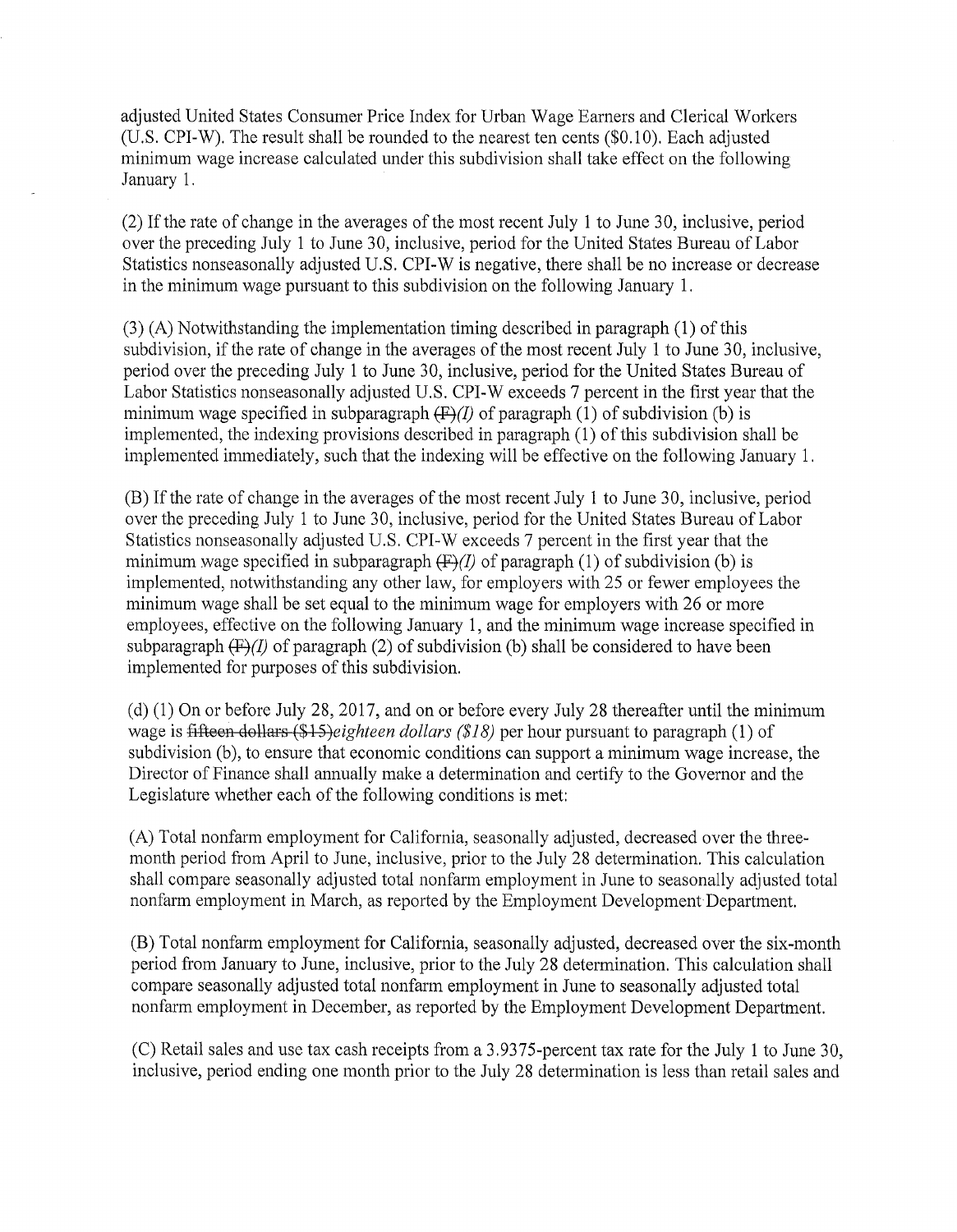adjusted United States Consumer Price Index for Urban Wage Earners and Clerical Workers (U.S. CPI-W). The result shall be rounded to the nearest ten cents ($0.10). Each adjusted minimum wage increase calculated under this subdivision shall take effect on the following January 1.

(2) If the rate of change in the averages of the most recent July 1 to June 30, inclusive, period over the preceding July 1 to June 30, inclusive, period for the United States Bureau of Labor Statistics nonseasonally adjusted U.S. CPI-W is negative, there shall be no increase or decrease in the minimum wage pursuant to this subdivision on the following January 1.

(3) (A) Notwithstanding the implementation timing described in paragraph (1) of this subdivision, if the rate of change in the averages of the most recent July 1 to June 30, inclusive, period over the preceding July 1 to June 30, inclusive, period for the United States Bureau of Labor Statistics nonseasonally adjusted U.S. CPI-W exceeds 7 percent in the first year that the minimum wage specified in subparagraph ~~(F)~~*(I)* of paragraph (1) of subdivision (b) is implemented, the indexing provisions described in paragraph (1) of this subdivision shall be implemented immediately, such that the indexing will be effective on the following January 1.

(B) If the rate of change in the averages of the most recent July 1 to June 30, inclusive, period over the preceding July 1 to June 30, inclusive, period for the United States Bureau of Labor Statistics nonseasonally adjusted U.S. CPI-W exceeds 7 percent in the first year that the minimum wage specified in subparagraph ~~(F)~~*(I)* of paragraph (1) of subdivision (b) is implemented, notwithstanding any other law, for employers with 25 or fewer employees the minimum wage shall be set equal to the minimum wage for employers with 26 or more employees, effective on the following January 1, and the minimum wage increase specified in subparagraph ~~(F)~~*(I)* of paragraph (2) of subdivision (b) shall be considered to have been implemented for purposes of this subdivision.

(d) (1) On or before July 28, 2017, and on or before every July 28 thereafter until the minimum wage is ~~fifteen dollars ($15)~~*eighteen dollars ($18)* per hour pursuant to paragraph (1) of subdivision (b), to ensure that economic conditions can support a minimum wage increase, the Director of Finance shall annually make a determination and certify to the Governor and the Legislature whether each of the following conditions is met:

(A) Total nonfarm employment for California, seasonally adjusted, decreased over the three-month period from April to June, inclusive, prior to the July 28 determination. This calculation shall compare seasonally adjusted total nonfarm employment in June to seasonally adjusted total nonfarm employment in March, as reported by the Employment Development Department.

(B) Total nonfarm employment for California, seasonally adjusted, decreased over the six-month period from January to June, inclusive, prior to the July 28 determination. This calculation shall compare seasonally adjusted total nonfarm employment in June to seasonally adjusted total nonfarm employment in December, as reported by the Employment Development Department.

(C) Retail sales and use tax cash receipts from a 3.9375-percent tax rate for the July 1 to June 30, inclusive, period ending one month prior to the July 28 determination is less than retail sales and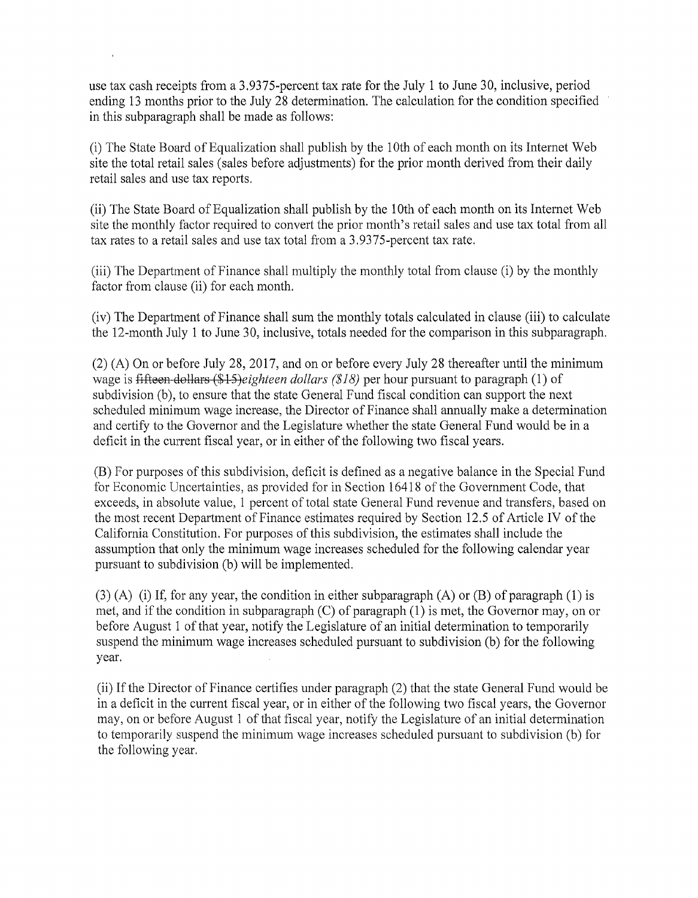use tax cash receipts from a 3.9375-percent tax rate for the July 1 to June 30, inclusive, period ending 13 months prior to the July 28 determination. The calculation for the condition specified in this subparagraph shall be made as follows:

(i) The State Board of Equalization shall publish by the 10th of each month on its Internet Web site the total retail sales (sales before adjustments) for the prior month derived from their daily retail sales and use tax reports.

(ii) The State Board of Equalization shall publish by the 10th of each month on its Internet Web site the monthly factor required to convert the prior month's retail sales and use tax total from all tax rates to a retail sales and use tax total from a 3.9375-percent tax rate.

(iii) The Department of Finance shall multiply the monthly total from clause (i) by the monthly factor from clause (ii) for each month.

(iv) The Department of Finance shall sum the monthly totals calculated in clause (iii) to calculate the 12-month July 1 to June 30, inclusive, totals needed for the comparison in this subparagraph.

(2) (A) On or before July 28, 2017, and on or before every July 28 thereafter until the minimum wage is ~~fifteen dollars ($15)~~*eighteen dollars ($18)* per hour pursuant to paragraph (1) of subdivision (b), to ensure that the state General Fund fiscal condition can support the next scheduled minimum wage increase, the Director of Finance shall annually make a determination and certify to the Governor and the Legislature whether the state General Fund would be in a deficit in the current fiscal year, or in either of the following two fiscal years.

(B) For purposes of this subdivision, deficit is defined as a negative balance in the Special Fund for Economic Uncertainties, as provided for in Section 16418 of the Government Code, that exceeds, in absolute value, 1 percent of total state General Fund revenue and transfers, based on the most recent Department of Finance estimates required by Section 12.5 of Article IV of the California Constitution. For purposes of this subdivision, the estimates shall include the assumption that only the minimum wage increases scheduled for the following calendar year pursuant to subdivision (b) will be implemented.

(3) (A) (i) If, for any year, the condition in either subparagraph (A) or (B) of paragraph (1) is met, and if the condition in subparagraph (C) of paragraph (1) is met, the Governor may, on or before August 1 of that year, notify the Legislature of an initial determination to temporarily suspend the minimum wage increases scheduled pursuant to subdivision (b) for the following year.

(ii) If the Director of Finance certifies under paragraph (2) that the state General Fund would be in a deficit in the current fiscal year, or in either of the following two fiscal years, the Governor may, on or before August 1 of that fiscal year, notify the Legislature of an initial determination to temporarily suspend the minimum wage increases scheduled pursuant to subdivision (b) for the following year.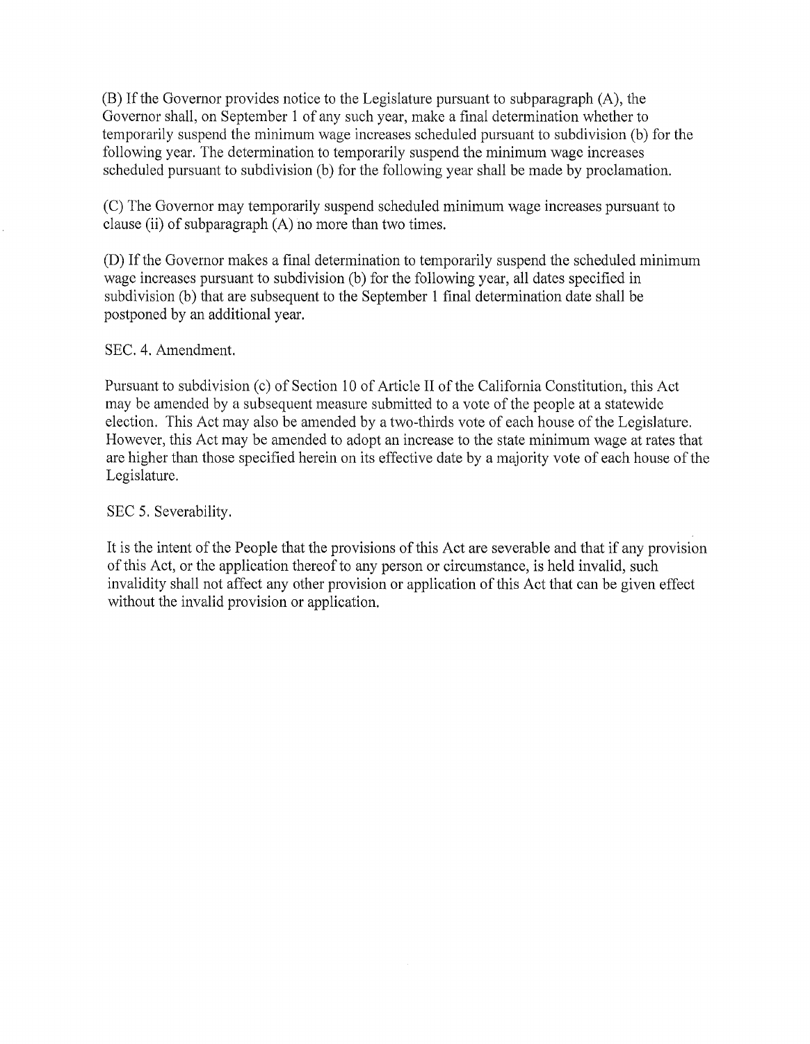(B) If the Governor provides notice to the Legislature pursuant to subparagraph (A), the Governor shall, on September 1 of any such year, make a final determination whether to temporarily suspend the minimum wage increases scheduled pursuant to subdivision (b) for the following year. The determination to temporarily suspend the minimum wage increases scheduled pursuant to subdivision (b) for the following year shall be made by proclamation.

(C) The Governor may temporarily suspend scheduled minimum wage increases pursuant to clause (ii) of subparagraph (A) no more than two times.

(D) If the Governor makes a final determination to temporarily suspend the scheduled minimum wage increases pursuant to subdivision (b) for the following year, all dates specified in subdivision (b) that are subsequent to the September 1 final determination date shall be postponed by an additional year.

SEC. 4. Amendment.

Pursuant to subdivision (c) of Section 10 of Article II of the California Constitution, this Act may be amended by a subsequent measure submitted to a vote of the people at a statewide election. This Act may also be amended by a two-thirds vote of each house of the Legislature. However, this Act may be amended to adopt an increase to the state minimum wage at rates that are higher than those specified herein on its effective date by a majority vote of each house of the Legislature.

SEC 5. Severability.

It is the intent of the People that the provisions of this Act are severable and that if any provision of this Act, or the application thereof to any person or circumstance, is held invalid, such invalidity shall not affect any other provision or application of this Act that can be given effect without the invalid provision or application.